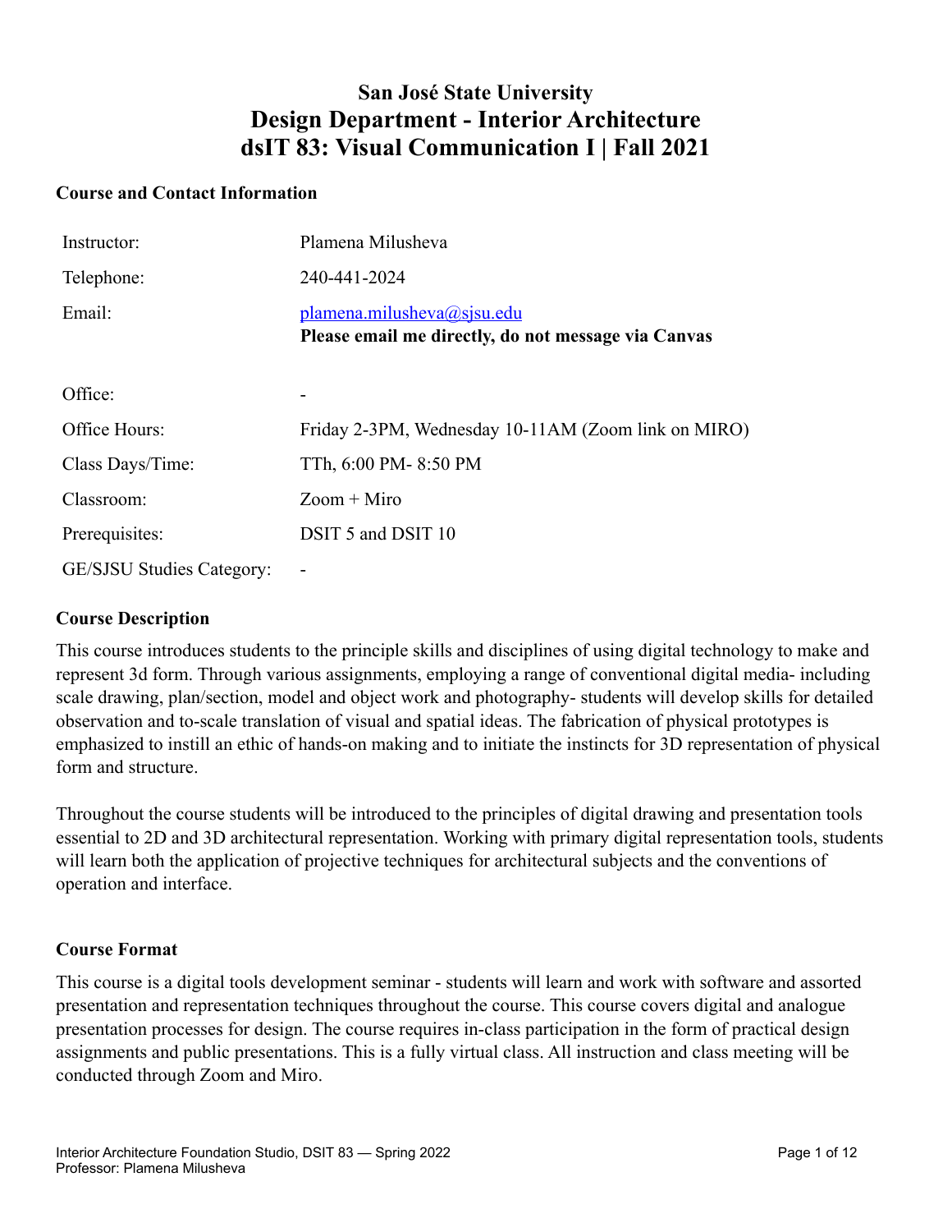# San José State University
# Design Department - Interior Architecture
# dsIT 83: Visual Communication I | Fall 2021

## Course and Contact Information

| | |
|---|---|
| Instructor: | Plamena Milusheva |
| Telephone: | 240-441-2024 |
| Email: | plamena.milusheva@sjsu.edu<br>**Please email me directly, do not message via Canvas** |
| Office: | - |
| Office Hours: | Friday 2-3PM, Wednesday 10-11AM (Zoom link on MIRO) |
| Class Days/Time: | TTh, 6:00 PM- 8:50 PM |
| Classroom: | Zoom + Miro |
| Prerequisites: | DSIT 5 and DSIT 10 |
| GE/SJSU Studies Category: | - |

## Course Description

This course introduces students to the principle skills and disciplines of using digital technology to make and represent 3d form. Through various assignments, employing a range of conventional digital media- including scale drawing, plan/section, model and object work and photography- students will develop skills for detailed observation and to-scale translation of visual and spatial ideas. The fabrication of physical prototypes is emphasized to instill an ethic of hands-on making and to initiate the instincts for 3D representation of physical form and structure.

Throughout the course students will be introduced to the principles of digital drawing and presentation tools essential to 2D and 3D architectural representation. Working with primary digital representation tools, students will learn both the application of projective techniques for architectural subjects and the conventions of operation and interface.

## Course Format

This course is a digital tools development seminar - students will learn and work with software and assorted presentation and representation techniques throughout the course. This course covers digital and analogue presentation processes for design. The course requires in-class participation in the form of practical design assignments and public presentations. This is a fully virtual class. All instruction and class meeting will be conducted through Zoom and Miro.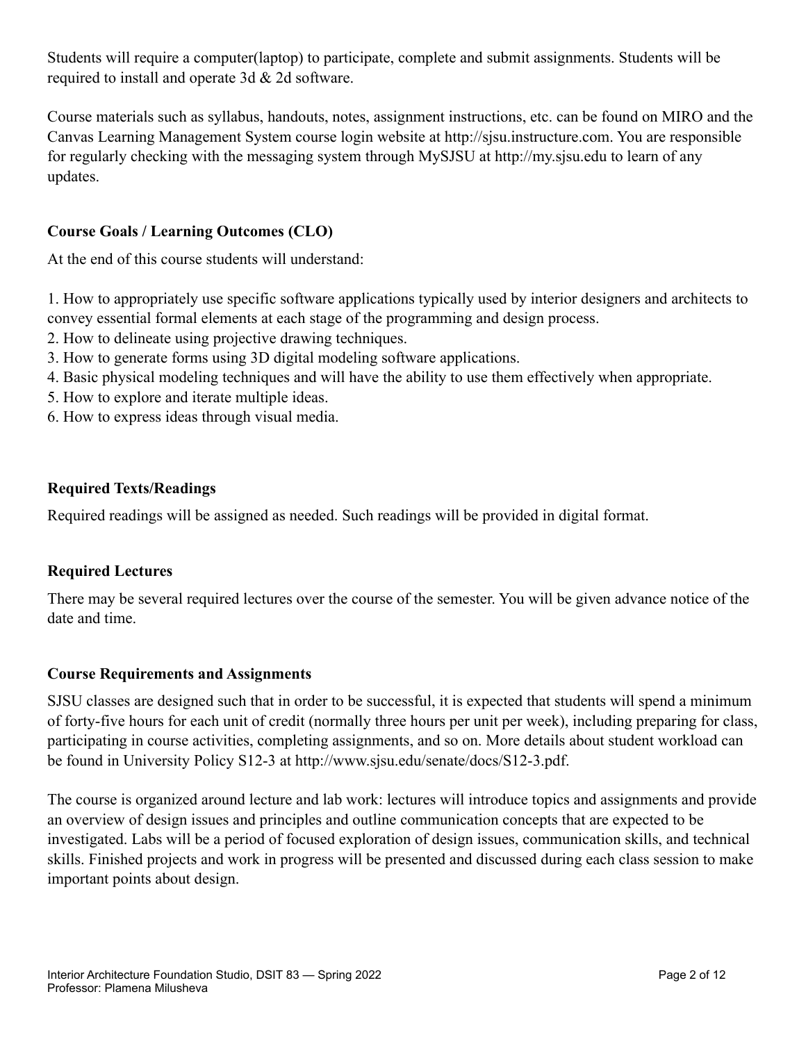Students will require a computer(laptop) to participate, complete and submit assignments. Students will be required to install and operate 3d & 2d software.

Course materials such as syllabus, handouts, notes, assignment instructions, etc. can be found on MIRO and the Canvas Learning Management System course login website at http://sjsu.instructure.com. You are responsible for regularly checking with the messaging system through MySJSU at http://my.sjsu.edu to learn of any updates.

### Course Goals / Learning Outcomes (CLO)

At the end of this course students will understand:

1. How to appropriately use specific software applications typically used by interior designers and architects to convey essential formal elements at each stage of the programming and design process.
2. How to delineate using projective drawing techniques.
3. How to generate forms using 3D digital modeling software applications.
4. Basic physical modeling techniques and will have the ability to use them effectively when appropriate.
5. How to explore and iterate multiple ideas.
6. How to express ideas through visual media.

### Required Texts/Readings

Required readings will be assigned as needed. Such readings will be provided in digital format.

### Required Lectures

There may be several required lectures over the course of the semester. You will be given advance notice of the date and time.

### Course Requirements and Assignments

SJSU classes are designed such that in order to be successful, it is expected that students will spend a minimum of forty-five hours for each unit of credit (normally three hours per unit per week), including preparing for class, participating in course activities, completing assignments, and so on. More details about student workload can be found in University Policy S12-3 at http://www.sjsu.edu/senate/docs/S12-3.pdf.

The course is organized around lecture and lab work: lectures will introduce topics and assignments and provide an overview of design issues and principles and outline communication concepts that are expected to be investigated. Labs will be a period of focused exploration of design issues, communication skills, and technical skills. Finished projects and work in progress will be presented and discussed during each class session to make important points about design.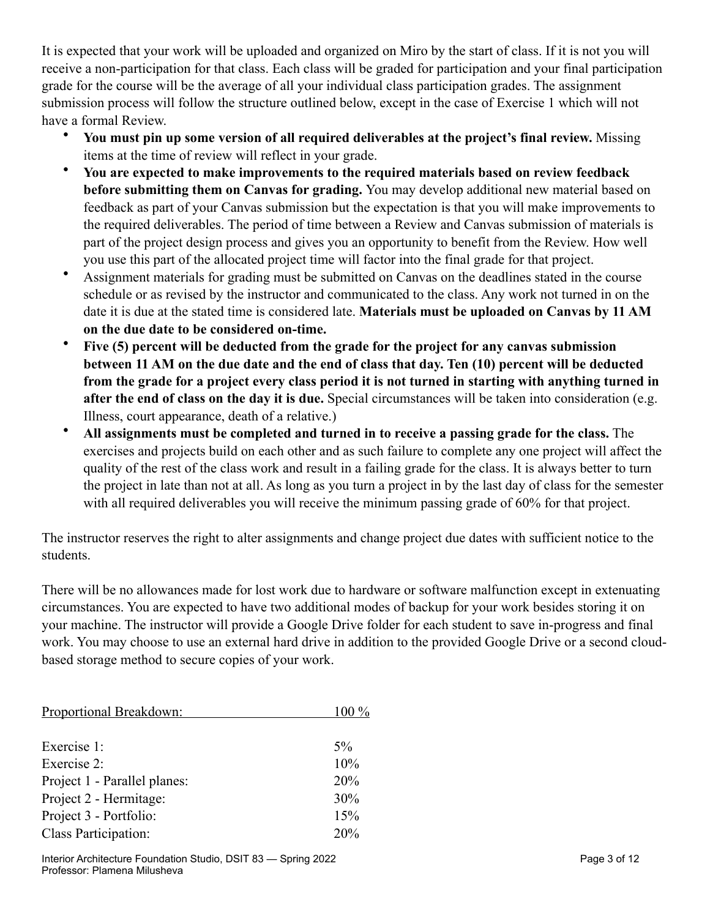It is expected that your work will be uploaded and organized on Miro by the start of class. If it is not you will receive a non-participation for that class. Each class will be graded for participation and your final participation grade for the course will be the average of all your individual class participation grades. The assignment submission process will follow the structure outlined below, except in the case of Exercise 1 which will not have a formal Review.

- **You must pin up some version of all required deliverables at the project's final review.** Missing items at the time of review will reflect in your grade.
- **You are expected to make improvements to the required materials based on review feedback before submitting them on Canvas for grading.** You may develop additional new material based on feedback as part of your Canvas submission but the expectation is that you will make improvements to the required deliverables. The period of time between a Review and Canvas submission of materials is part of the project design process and gives you an opportunity to benefit from the Review. How well you use this part of the allocated project time will factor into the final grade for that project.
- Assignment materials for grading must be submitted on Canvas on the deadlines stated in the course schedule or as revised by the instructor and communicated to the class. Any work not turned in on the date it is due at the stated time is considered late. **Materials must be uploaded on Canvas by 11 AM on the due date to be considered on-time.**
- **Five (5) percent will be deducted from the grade for the project for any canvas submission between 11 AM on the due date and the end of class that day. Ten (10) percent will be deducted from the grade for a project every class period it is not turned in starting with anything turned in after the end of class on the day it is due.** Special circumstances will be taken into consideration (e.g. Illness, court appearance, death of a relative.)
- **All assignments must be completed and turned in to receive a passing grade for the class.** The exercises and projects build on each other and as such failure to complete any one project will affect the quality of the rest of the class work and result in a failing grade for the class. It is always better to turn the project in late than not at all. As long as you turn a project in by the last day of class for the semester with all required deliverables you will receive the minimum passing grade of 60% for that project.

The instructor reserves the right to alter assignments and change project due dates with sufficient notice to the students.

There will be no allowances made for lost work due to hardware or software malfunction except in extenuating circumstances. You are expected to have two additional modes of backup for your work besides storing it on your machine. The instructor will provide a Google Drive folder for each student to save in-progress and final work. You may choose to use an external hard drive in addition to the provided Google Drive or a second cloud-based storage method to secure copies of your work.

| Proportional Breakdown: | 100 % |
|---|---|
| Exercise 1: | 5% |
| Exercise 2: | 10% |
| Project 1 - Parallel planes: | 20% |
| Project 2 - Hermitage: | 30% |
| Project 3 - Portfolio: | 15% |
| Class Participation: | 20% |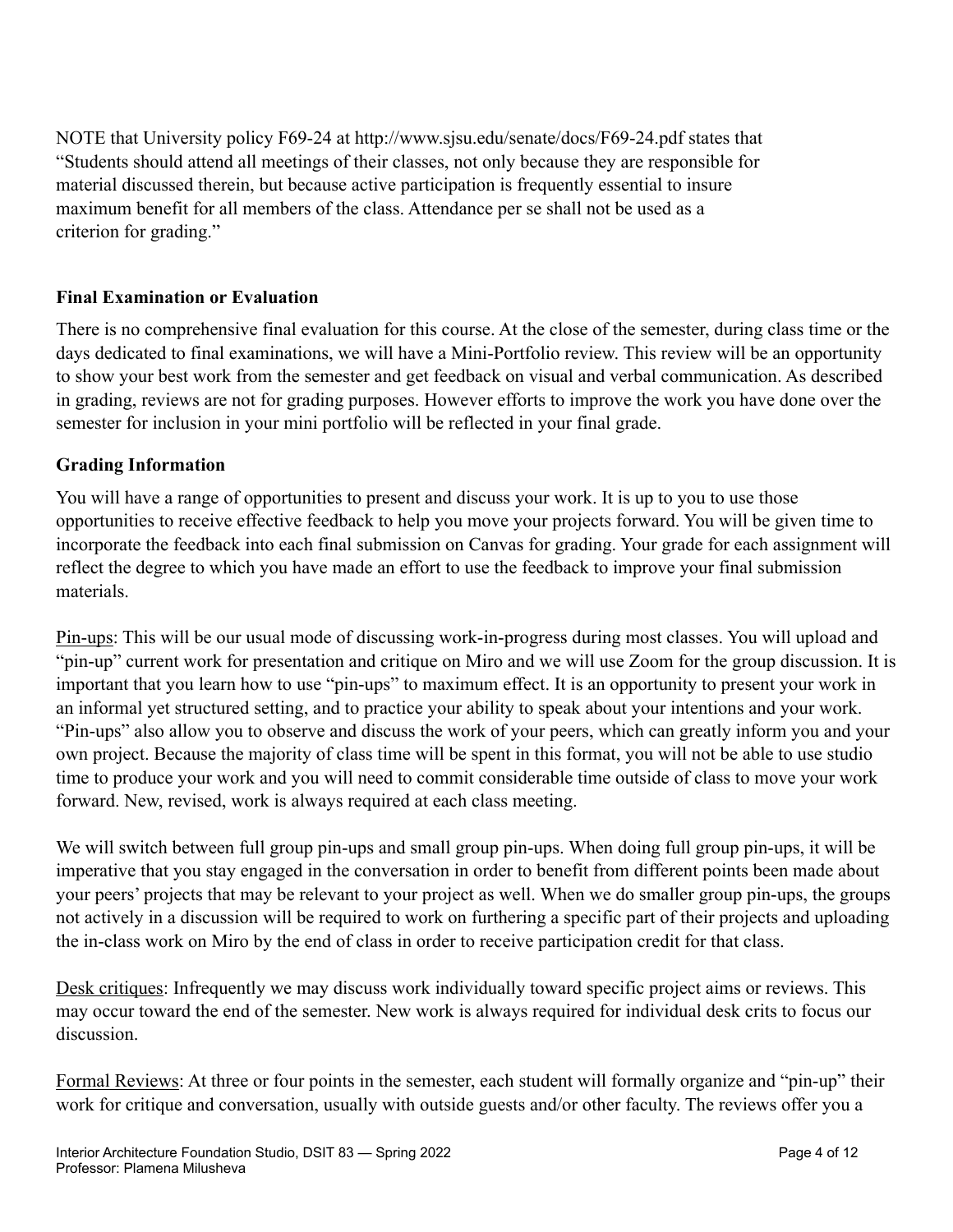NOTE that University policy F69-24 at http://www.sjsu.edu/senate/docs/F69-24.pdf states that "Students should attend all meetings of their classes, not only because they are responsible for material discussed therein, but because active participation is frequently essential to insure maximum benefit for all members of the class. Attendance per se shall not be used as a criterion for grading."

### Final Examination or Evaluation

There is no comprehensive final evaluation for this course. At the close of the semester, during class time or the days dedicated to final examinations, we will have a Mini-Portfolio review. This review will be an opportunity to show your best work from the semester and get feedback on visual and verbal communication. As described in grading, reviews are not for grading purposes. However efforts to improve the work you have done over the semester for inclusion in your mini portfolio will be reflected in your final grade.

### Grading Information

You will have a range of opportunities to present and discuss your work. It is up to you to use those opportunities to receive effective feedback to help you move your projects forward. You will be given time to incorporate the feedback into each final submission on Canvas for grading. Your grade for each assignment will reflect the degree to which you have made an effort to use the feedback to improve your final submission materials.

<u>Pin-ups</u>: This will be our usual mode of discussing work-in-progress during most classes. You will upload and "pin-up" current work for presentation and critique on Miro and we will use Zoom for the group discussion. It is important that you learn how to use "pin-ups" to maximum effect. It is an opportunity to present your work in an informal yet structured setting, and to practice your ability to speak about your intentions and your work. "Pin-ups" also allow you to observe and discuss the work of your peers, which can greatly inform you and your own project. Because the majority of class time will be spent in this format, you will not be able to use studio time to produce your work and you will need to commit considerable time outside of class to move your work forward. New, revised, work is always required at each class meeting.

We will switch between full group pin-ups and small group pin-ups. When doing full group pin-ups, it will be imperative that you stay engaged in the conversation in order to benefit from different points been made about your peers' projects that may be relevant to your project as well. When we do smaller group pin-ups, the groups not actively in a discussion will be required to work on furthering a specific part of their projects and uploading the in-class work on Miro by the end of class in order to receive participation credit for that class.

<u>Desk critiques</u>: Infrequently we may discuss work individually toward specific project aims or reviews. This may occur toward the end of the semester. New work is always required for individual desk crits to focus our discussion.

<u>Formal Reviews</u>: At three or four points in the semester, each student will formally organize and "pin-up" their work for critique and conversation, usually with outside guests and/or other faculty. The reviews offer you a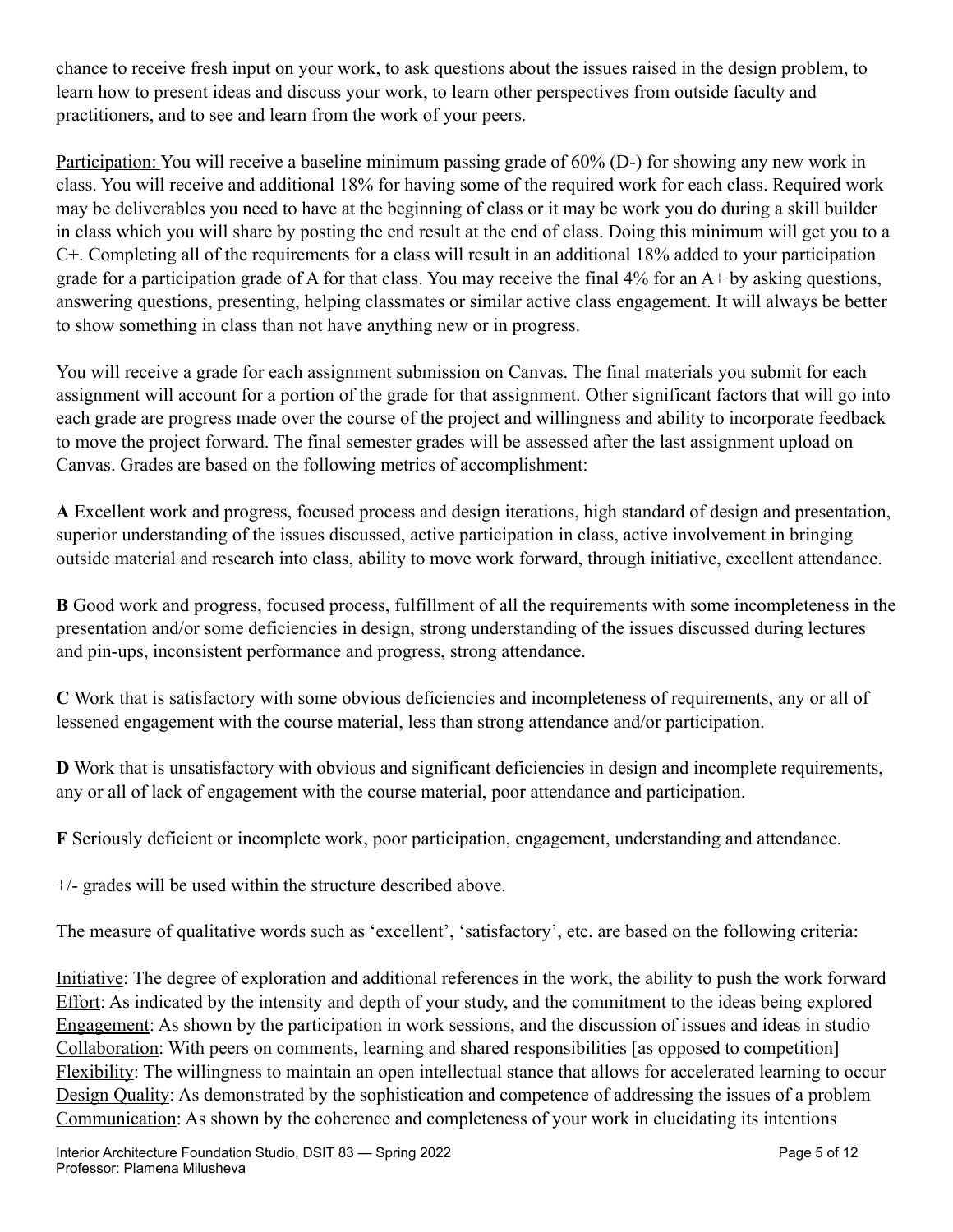chance to receive fresh input on your work, to ask questions about the issues raised in the design problem, to learn how to present ideas and discuss your work, to learn other perspectives from outside faculty and practitioners, and to see and learn from the work of your peers.

Participation: You will receive a baseline minimum passing grade of 60% (D-) for showing any new work in class. You will receive and additional 18% for having some of the required work for each class. Required work may be deliverables you need to have at the beginning of class or it may be work you do during a skill builder in class which you will share by posting the end result at the end of class. Doing this minimum will get you to a C+. Completing all of the requirements for a class will result in an additional 18% added to your participation grade for a participation grade of A for that class. You may receive the final 4% for an A+ by asking questions, answering questions, presenting, helping classmates or similar active class engagement. It will always be better to show something in class than not have anything new or in progress.

You will receive a grade for each assignment submission on Canvas. The final materials you submit for each assignment will account for a portion of the grade for that assignment. Other significant factors that will go into each grade are progress made over the course of the project and willingness and ability to incorporate feedback to move the project forward. The final semester grades will be assessed after the last assignment upload on Canvas. Grades are based on the following metrics of accomplishment:

**A** Excellent work and progress, focused process and design iterations, high standard of design and presentation, superior understanding of the issues discussed, active participation in class, active involvement in bringing outside material and research into class, ability to move work forward, through initiative, excellent attendance.

**B** Good work and progress, focused process, fulfillment of all the requirements with some incompleteness in the presentation and/or some deficiencies in design, strong understanding of the issues discussed during lectures and pin-ups, inconsistent performance and progress, strong attendance.

**C** Work that is satisfactory with some obvious deficiencies and incompleteness of requirements, any or all of lessened engagement with the course material, less than strong attendance and/or participation.

**D** Work that is unsatisfactory with obvious and significant deficiencies in design and incomplete requirements, any or all of lack of engagement with the course material, poor attendance and participation.

**F** Seriously deficient or incomplete work, poor participation, engagement, understanding and attendance.

+/- grades will be used within the structure described above.

The measure of qualitative words such as 'excellent', 'satisfactory', etc. are based on the following criteria:

Initiative: The degree of exploration and additional references in the work, the ability to push the work forward
Effort: As indicated by the intensity and depth of your study, and the commitment to the ideas being explored
Engagement: As shown by the participation in work sessions, and the discussion of issues and ideas in studio
Collaboration: With peers on comments, learning and shared responsibilities [as opposed to competition]
Flexibility: The willingness to maintain an open intellectual stance that allows for accelerated learning to occur
Design Quality: As demonstrated by the sophistication and competence of addressing the issues of a problem
Communication: As shown by the coherence and completeness of your work in elucidating its intentions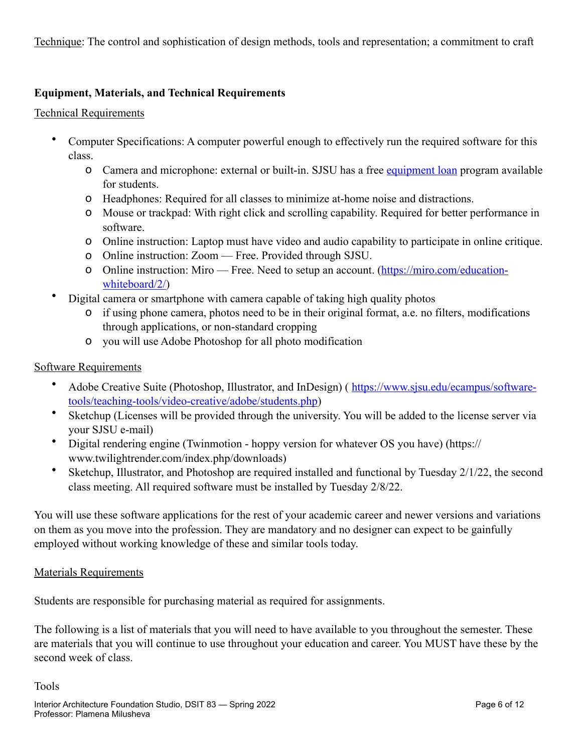Technique: The control and sophistication of design methods, tools and representation; a commitment to craft

**Equipment, Materials, and Technical Requirements**

Technical Requirements

- Computer Specifications: A computer powerful enough to effectively run the required software for this class.
  - Camera and microphone: external or built-in. SJSU has a free [equipment loan](#) program available for students.
  - Headphones: Required for all classes to minimize at-home noise and distractions.
  - Mouse or trackpad: With right click and scrolling capability. Required for better performance in software.
  - Online instruction: Laptop must have video and audio capability to participate in online critique.
  - Online instruction: Zoom — Free. Provided through SJSU.
  - Online instruction: Miro — Free. Need to setup an account. (https://miro.com/education-whiteboard/2/)
- Digital camera or smartphone with camera capable of taking high quality photos
  - if using phone camera, photos need to be in their original format, a.e. no filters, modifications through applications, or non-standard cropping
  - you will use Adobe Photoshop for all photo modification

Software Requirements

- Adobe Creative Suite (Photoshop, Illustrator, and InDesign) ( https://www.sjsu.edu/ecampus/software-tools/teaching-tools/video-creative/adobe/students.php)
- Sketchup (Licenses will be provided through the university. You will be added to the license server via your SJSU e-mail)
- Digital rendering engine (Twinmotion - hoppy version for whatever OS you have) (https://www.twilightrender.com/index.php/downloads)
- Sketchup, Illustrator, and Photoshop are required installed and functional by Tuesday 2/1/22, the second class meeting. All required software must be installed by Tuesday 2/8/22.

You will use these software applications for the rest of your academic career and newer versions and variations on them as you move into the profession. They are mandatory and no designer can expect to be gainfully employed without working knowledge of these and similar tools today.

Materials Requirements

Students are responsible for purchasing material as required for assignments.

The following is a list of materials that you will need to have available to you throughout the semester. These are materials that you will continue to use throughout your education and career. You MUST have these by the second week of class.

Tools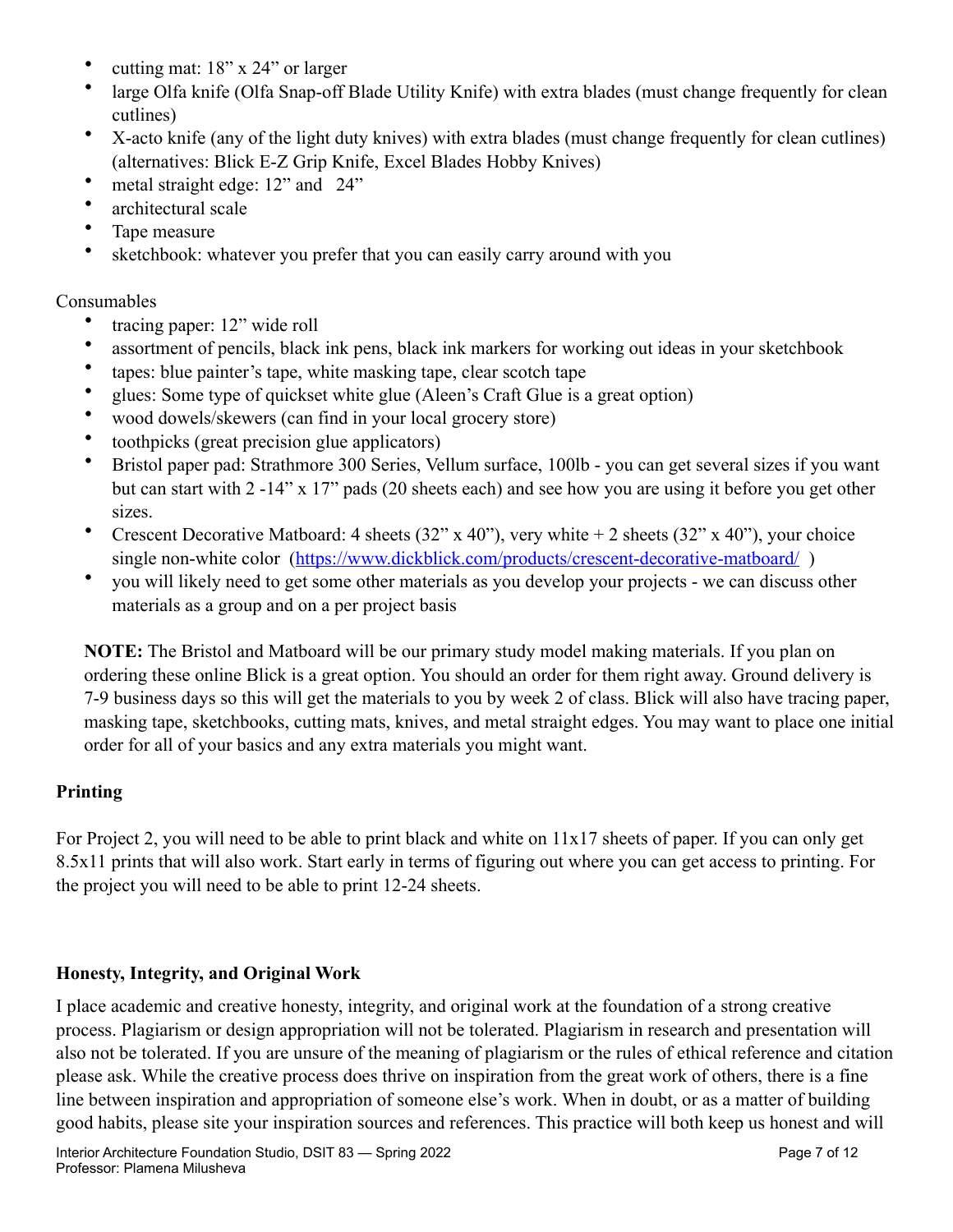- cutting mat: 18" x 24" or larger
- large Olfa knife (Olfa Snap-off Blade Utility Knife) with extra blades (must change frequently for clean cutlines)
- X-acto knife (any of the light duty knives) with extra blades (must change frequently for clean cutlines) (alternatives: Blick E-Z Grip Knife, Excel Blades Hobby Knives)
- metal straight edge: 12" and 24"
- architectural scale
- Tape measure
- sketchbook: whatever you prefer that you can easily carry around with you

Consumables

- tracing paper: 12" wide roll
- assortment of pencils, black ink pens, black ink markers for working out ideas in your sketchbook
- tapes: blue painter's tape, white masking tape, clear scotch tape
- glues: Some type of quickset white glue (Aleen's Craft Glue is a great option)
- wood dowels/skewers (can find in your local grocery store)
- toothpicks (great precision glue applicators)
- Bristol paper pad: Strathmore 300 Series, Vellum surface, 100lb - you can get several sizes if you want but can start with 2 -14" x 17" pads (20 sheets each) and see how you are using it before you get other sizes.
- Crescent Decorative Matboard: 4 sheets (32" x 40"), very white + 2 sheets (32" x 40"), your choice single non-white color (https://www.dickblick.com/products/crescent-decorative-matboard/ )
- you will likely need to get some other materials as you develop your projects - we can discuss other materials as a group and on a per project basis

**NOTE:** The Bristol and Matboard will be our primary study model making materials. If you plan on ordering these online Blick is a great option. You should an order for them right away. Ground delivery is 7-9 business days so this will get the materials to you by week 2 of class. Blick will also have tracing paper, masking tape, sketchbooks, cutting mats, knives, and metal straight edges. You may want to place one initial order for all of your basics and any extra materials you might want.

### Printing

For Project 2, you will need to be able to print black and white on 11x17 sheets of paper. If you can only get 8.5x11 prints that will also work. Start early in terms of figuring out where you can get access to printing. For the project you will need to be able to print 12-24 sheets.

### Honesty, Integrity, and Original Work

I place academic and creative honesty, integrity, and original work at the foundation of a strong creative process. Plagiarism or design appropriation will not be tolerated. Plagiarism in research and presentation will also not be tolerated. If you are unsure of the meaning of plagiarism or the rules of ethical reference and citation please ask. While the creative process does thrive on inspiration from the great work of others, there is a fine line between inspiration and appropriation of someone else's work. When in doubt, or as a matter of building good habits, please site your inspiration sources and references. This practice will both keep us honest and will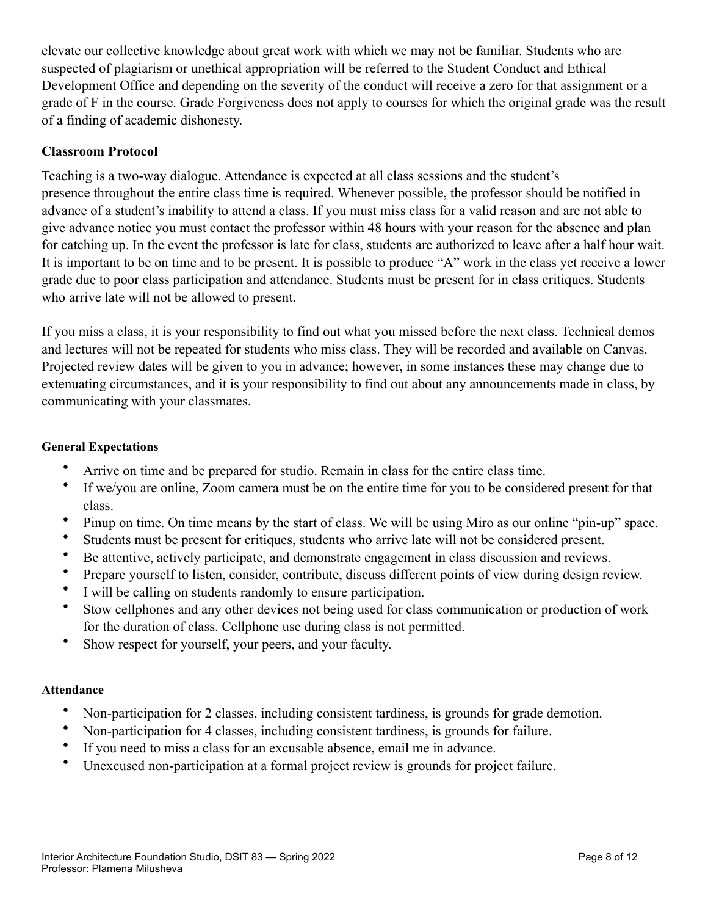elevate our collective knowledge about great work with which we may not be familiar. Students who are suspected of plagiarism or unethical appropriation will be referred to the Student Conduct and Ethical Development Office and depending on the severity of the conduct will receive a zero for that assignment or a grade of F in the course. Grade Forgiveness does not apply to courses for which the original grade was the result of a finding of academic dishonesty.

### Classroom Protocol

Teaching is a two-way dialogue. Attendance is expected at all class sessions and the student's presence throughout the entire class time is required. Whenever possible, the professor should be notified in advance of a student's inability to attend a class. If you must miss class for a valid reason and are not able to give advance notice you must contact the professor within 48 hours with your reason for the absence and plan for catching up. In the event the professor is late for class, students are authorized to leave after a half hour wait. It is important to be on time and to be present. It is possible to produce "A" work in the class yet receive a lower grade due to poor class participation and attendance. Students must be present for in class critiques. Students who arrive late will not be allowed to present.

If you miss a class, it is your responsibility to find out what you missed before the next class. Technical demos and lectures will not be repeated for students who miss class. They will be recorded and available on Canvas. Projected review dates will be given to you in advance; however, in some instances these may change due to extenuating circumstances, and it is your responsibility to find out about any announcements made in class, by communicating with your classmates.

#### General Expectations

- Arrive on time and be prepared for studio. Remain in class for the entire class time.
- If we/you are online, Zoom camera must be on the entire time for you to be considered present for that class.
- Pinup on time. On time means by the start of class. We will be using Miro as our online "pin-up" space.
- Students must be present for critiques, students who arrive late will not be considered present.
- Be attentive, actively participate, and demonstrate engagement in class discussion and reviews.
- Prepare yourself to listen, consider, contribute, discuss different points of view during design review.
- I will be calling on students randomly to ensure participation.
- Stow cellphones and any other devices not being used for class communication or production of work for the duration of class. Cellphone use during class is not permitted.
- Show respect for yourself, your peers, and your faculty.

#### Attendance

- Non-participation for 2 classes, including consistent tardiness, is grounds for grade demotion.
- Non-participation for 4 classes, including consistent tardiness, is grounds for failure.
- If you need to miss a class for an excusable absence, email me in advance.
- Unexcused non-participation at a formal project review is grounds for project failure.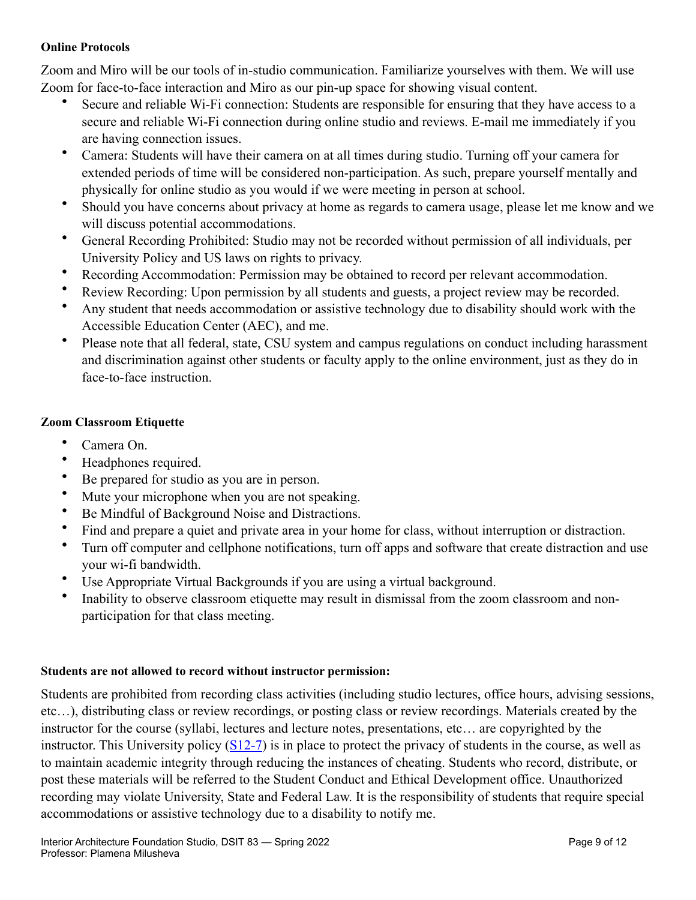**Online Protocols**

Zoom and Miro will be our tools of in-studio communication. Familiarize yourselves with them. We will use Zoom for face-to-face interaction and Miro as our pin-up space for showing visual content.

- Secure and reliable Wi-Fi connection: Students are responsible for ensuring that they have access to a secure and reliable Wi-Fi connection during online studio and reviews. E-mail me immediately if you are having connection issues.
- Camera: Students will have their camera on at all times during studio. Turning off your camera for extended periods of time will be considered non-participation. As such, prepare yourself mentally and physically for online studio as you would if we were meeting in person at school.
- Should you have concerns about privacy at home as regards to camera usage, please let me know and we will discuss potential accommodations.
- General Recording Prohibited: Studio may not be recorded without permission of all individuals, per University Policy and US laws on rights to privacy.
- Recording Accommodation: Permission may be obtained to record per relevant accommodation.
- Review Recording: Upon permission by all students and guests, a project review may be recorded.
- Any student that needs accommodation or assistive technology due to disability should work with the Accessible Education Center (AEC), and me.
- Please note that all federal, state, CSU system and campus regulations on conduct including harassment and discrimination against other students or faculty apply to the online environment, just as they do in face-to-face instruction.

**Zoom Classroom Etiquette**

- Camera On.
- Headphones required.
- Be prepared for studio as you are in person.
- Mute your microphone when you are not speaking.
- Be Mindful of Background Noise and Distractions.
- Find and prepare a quiet and private area in your home for class, without interruption or distraction.
- Turn off computer and cellphone notifications, turn off apps and software that create distraction and use your wi-fi bandwidth.
- Use Appropriate Virtual Backgrounds if you are using a virtual background.
- Inability to observe classroom etiquette may result in dismissal from the zoom classroom and non-participation for that class meeting.

**Students are not allowed to record without instructor permission:**

Students are prohibited from recording class activities (including studio lectures, office hours, advising sessions, etc…), distributing class or review recordings, or posting class or review recordings. Materials created by the instructor for the course (syllabi, lectures and lecture notes, presentations, etc… are copyrighted by the instructor. This University policy (S12-7) is in place to protect the privacy of students in the course, as well as to maintain academic integrity through reducing the instances of cheating. Students who record, distribute, or post these materials will be referred to the Student Conduct and Ethical Development office. Unauthorized recording may violate University, State and Federal Law. It is the responsibility of students that require special accommodations or assistive technology due to a disability to notify me.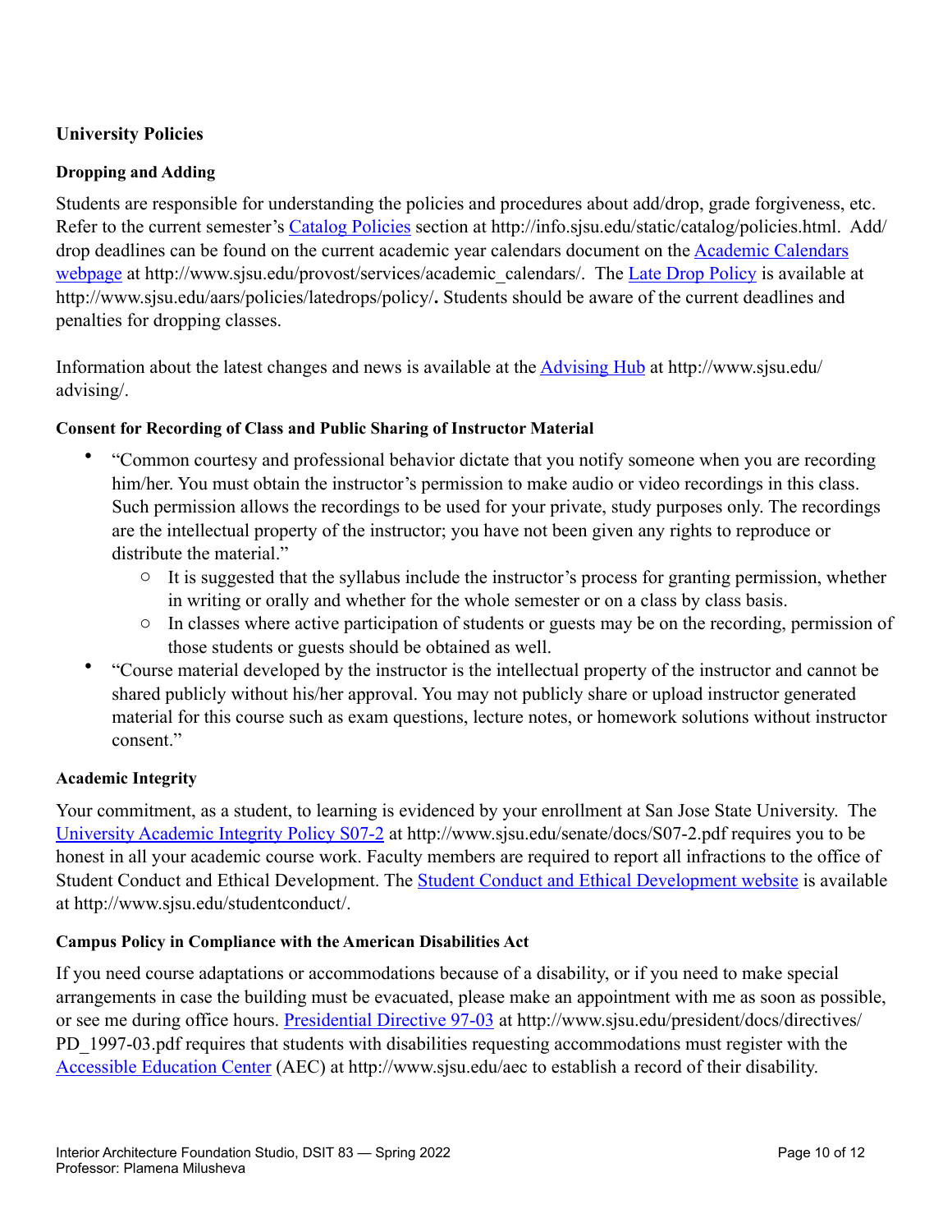## University Policies

### Dropping and Adding

Students are responsible for understanding the policies and procedures about add/drop, grade forgiveness, etc. Refer to the current semester's [Catalog Policies](http://info.sjsu.edu/static/catalog/policies.html) section at http://info.sjsu.edu/static/catalog/policies.html. Add/drop deadlines can be found on the current academic year calendars document on the [Academic Calendars webpage](http://www.sjsu.edu/provost/services/academic_calendars/) at http://www.sjsu.edu/provost/services/academic_calendars/. The [Late Drop Policy](http://www.sjsu.edu/aars/policies/latedrops/policy/) is available at http://www.sjsu.edu/aars/policies/latedrops/policy/**.** Students should be aware of the current deadlines and penalties for dropping classes.

Information about the latest changes and news is available at the [Advising Hub](http://www.sjsu.edu/advising/) at http://www.sjsu.edu/advising/.

### Consent for Recording of Class and Public Sharing of Instructor Material

- "Common courtesy and professional behavior dictate that you notify someone when you are recording him/her. You must obtain the instructor's permission to make audio or video recordings in this class. Such permission allows the recordings to be used for your private, study purposes only. The recordings are the intellectual property of the instructor; you have not been given any rights to reproduce or distribute the material."
  - It is suggested that the syllabus include the instructor's process for granting permission, whether in writing or orally and whether for the whole semester or on a class by class basis.
  - In classes where active participation of students or guests may be on the recording, permission of those students or guests should be obtained as well.
- "Course material developed by the instructor is the intellectual property of the instructor and cannot be shared publicly without his/her approval. You may not publicly share or upload instructor generated material for this course such as exam questions, lecture notes, or homework solutions without instructor consent."

### Academic Integrity

Your commitment, as a student, to learning is evidenced by your enrollment at San Jose State University. The [University Academic Integrity Policy S07-2](http://www.sjsu.edu/senate/docs/S07-2.pdf) at http://www.sjsu.edu/senate/docs/S07-2.pdf requires you to be honest in all your academic course work. Faculty members are required to report all infractions to the office of Student Conduct and Ethical Development. The [Student Conduct and Ethical Development website](http://www.sjsu.edu/studentconduct/) is available at http://www.sjsu.edu/studentconduct/.

### Campus Policy in Compliance with the American Disabilities Act

If you need course adaptations or accommodations because of a disability, or if you need to make special arrangements in case the building must be evacuated, please make an appointment with me as soon as possible, or see me during office hours. [Presidential Directive 97-03](http://www.sjsu.edu/president/docs/directives/PD_1997-03.pdf) at http://www.sjsu.edu/president/docs/directives/PD_1997-03.pdf requires that students with disabilities requesting accommodations must register with the [Accessible Education Center](http://www.sjsu.edu/aec) (AEC) at http://www.sjsu.edu/aec to establish a record of their disability.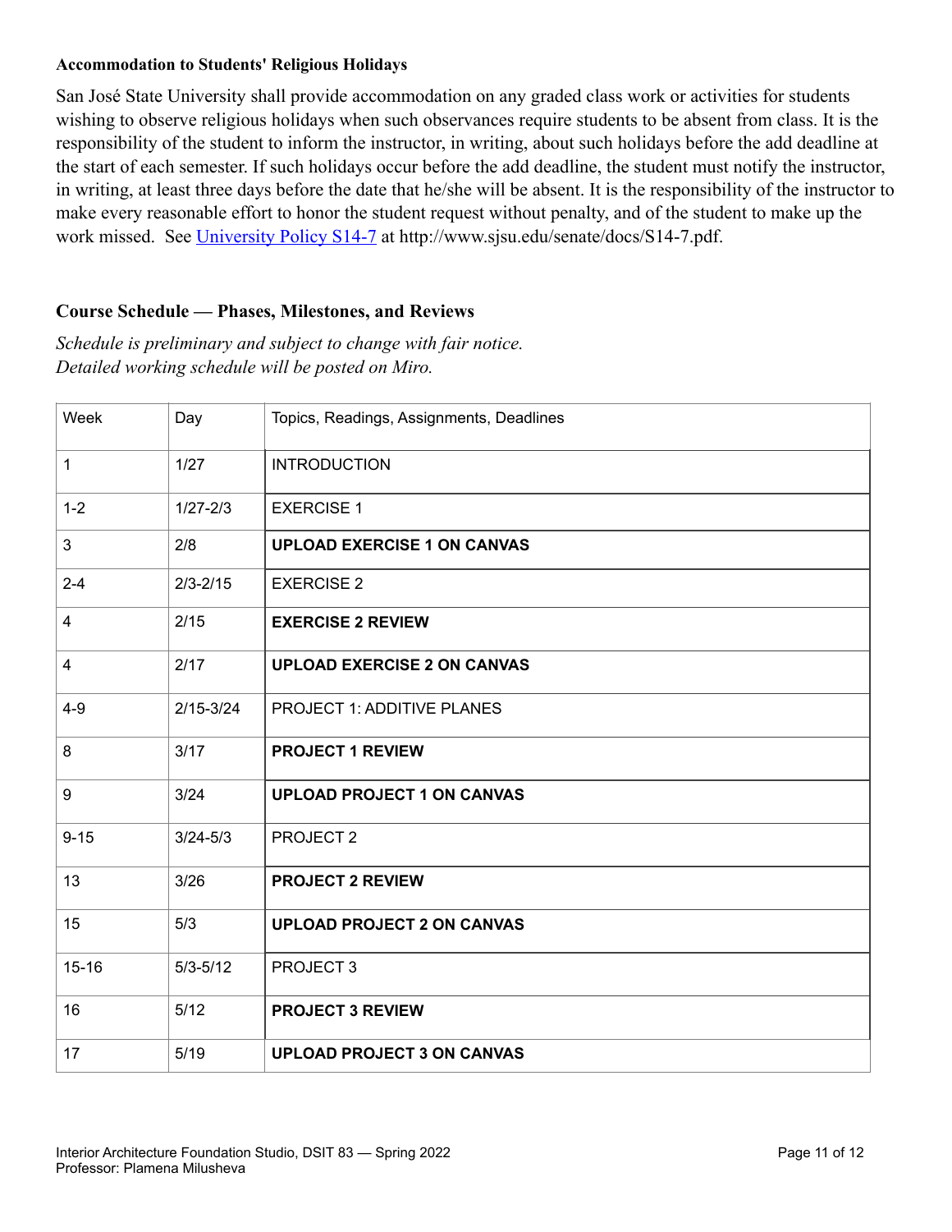**Accommodation to Students' Religious Holidays**

San José State University shall provide accommodation on any graded class work or activities for students wishing to observe religious holidays when such observances require students to be absent from class. It is the responsibility of the student to inform the instructor, in writing, about such holidays before the add deadline at the start of each semester. If such holidays occur before the add deadline, the student must notify the instructor, in writing, at least three days before the date that he/she will be absent. It is the responsibility of the instructor to make every reasonable effort to honor the student request without penalty, and of the student to make up the work missed. See [University Policy S14-7](http://www.sjsu.edu/senate/docs/S14-7.pdf) at http://www.sjsu.edu/senate/docs/S14-7.pdf.

## Course Schedule — Phases, Milestones, and Reviews

*Schedule is preliminary and subject to change with fair notice.*
*Detailed working schedule will be posted on Miro.*

| Week | Day | Topics, Readings, Assignments, Deadlines |
|---|---|---|
| 1 | 1/27 | INTRODUCTION |
| 1-2 | 1/27-2/3 | EXERCISE 1 |
| 3 | 2/8 | **UPLOAD EXERCISE 1 ON CANVAS** |
| 2-4 | 2/3-2/15 | EXERCISE 2 |
| 4 | 2/15 | **EXERCISE 2 REVIEW** |
| 4 | 2/17 | **UPLOAD EXERCISE 2 ON CANVAS** |
| 4-9 | 2/15-3/24 | PROJECT 1: ADDITIVE PLANES |
| 8 | 3/17 | **PROJECT 1 REVIEW** |
| 9 | 3/24 | **UPLOAD PROJECT 1 ON CANVAS** |
| 9-15 | 3/24-5/3 | PROJECT 2 |
| 13 | 3/26 | **PROJECT 2 REVIEW** |
| 15 | 5/3 | **UPLOAD PROJECT 2 ON CANVAS** |
| 15-16 | 5/3-5/12 | PROJECT 3 |
| 16 | 5/12 | **PROJECT 3 REVIEW** |
| 17 | 5/19 | **UPLOAD PROJECT 3 ON CANVAS** |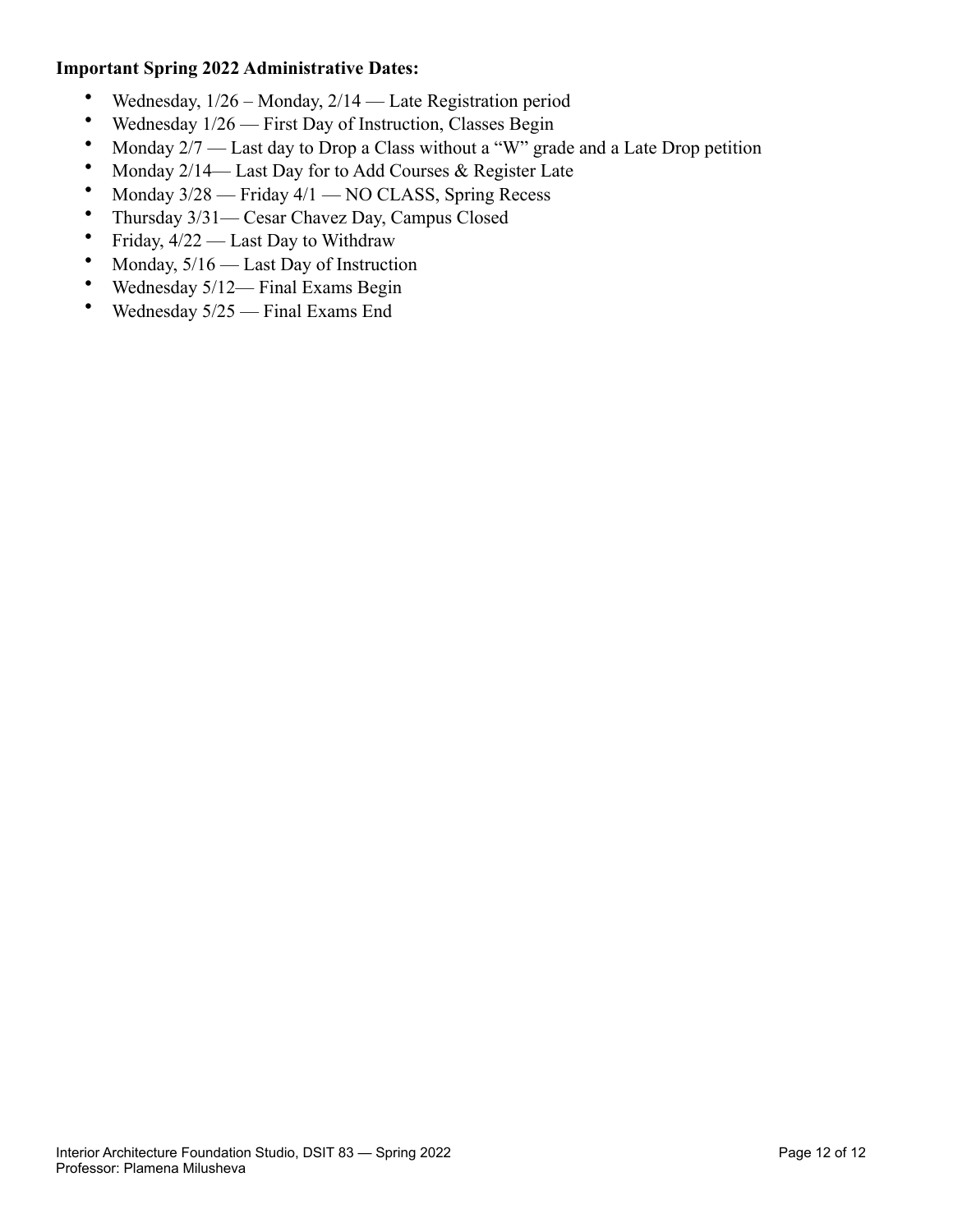**Important Spring 2022 Administrative Dates:**

- Wednesday, 1/26 – Monday, 2/14 — Late Registration period
- Wednesday 1/26 — First Day of Instruction, Classes Begin
- Monday 2/7 — Last day to Drop a Class without a "W" grade and a Late Drop petition
- Monday 2/14— Last Day for to Add Courses & Register Late
- Monday 3/28 — Friday 4/1 — NO CLASS, Spring Recess
- Thursday 3/31— Cesar Chavez Day, Campus Closed
- Friday, 4/22 — Last Day to Withdraw
- Monday, 5/16 — Last Day of Instruction
- Wednesday 5/12— Final Exams Begin
- Wednesday 5/25 — Final Exams End